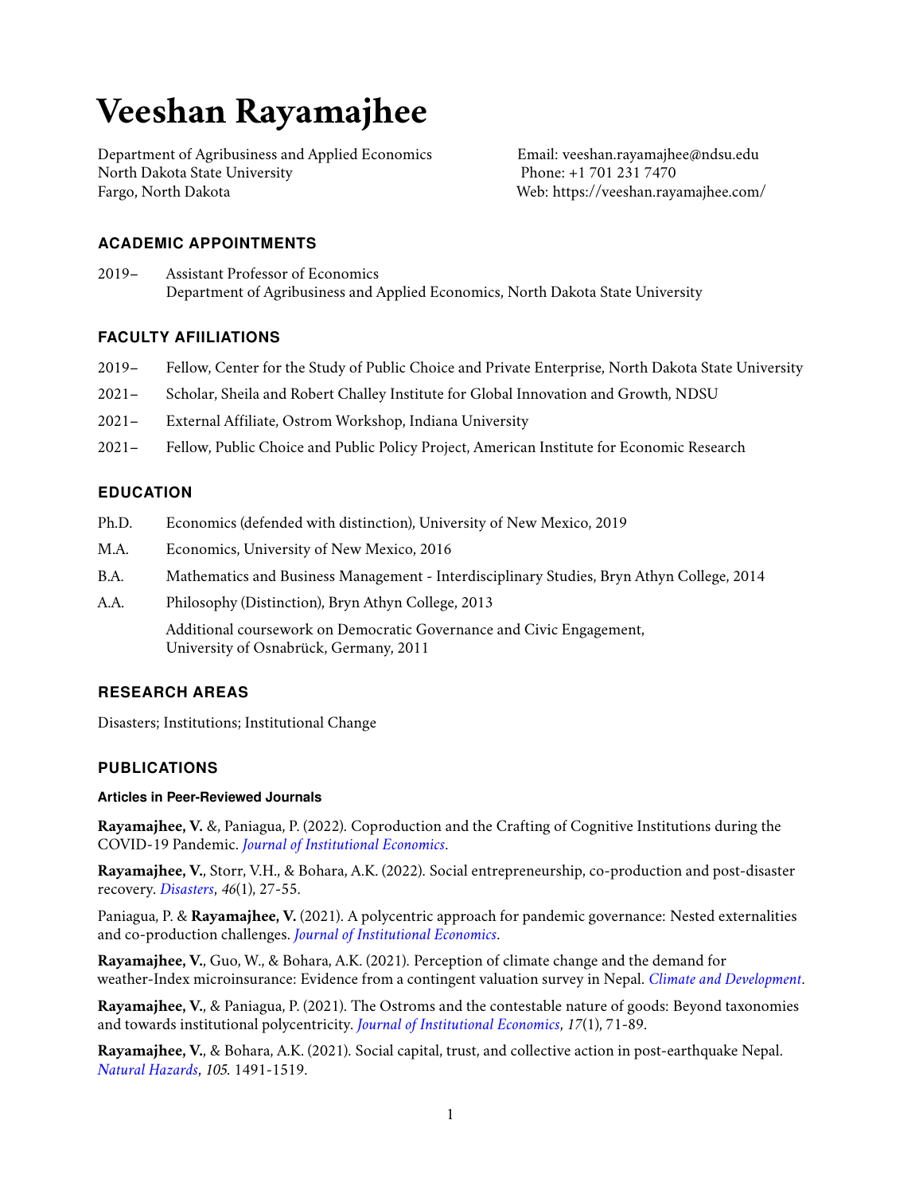# Veeshan Rayamajhee

Department of Agribusiness and Applied Economics
North Dakota State University
Fargo, North Dakota

Email: veeshan.rayamajhee@ndsu.edu
Phone: +1 701 231 7470
Web: https://veeshan.rayamajhee.com/

## ACADEMIC APPOINTMENTS

2019– Assistant Professor of Economics
Department of Agribusiness and Applied Economics, North Dakota State University

## FACULTY AFIILIATIONS

2019– Fellow, Center for the Study of Public Choice and Private Enterprise, North Dakota State University

2021– Scholar, Sheila and Robert Challey Institute for Global Innovation and Growth, NDSU

2021– External Affiliate, Ostrom Workshop, Indiana University

2021– Fellow, Public Choice and Public Policy Project, American Institute for Economic Research

## EDUCATION

Ph.D. Economics (defended with distinction), University of New Mexico, 2019

M.A. Economics, University of New Mexico, 2016

B.A. Mathematics and Business Management - Interdisciplinary Studies, Bryn Athyn College, 2014

A.A. Philosophy (Distinction), Bryn Athyn College, 2013

Additional coursework on Democratic Governance and Civic Engagement,
University of Osnabrück, Germany, 2011

## RESEARCH AREAS

Disasters; Institutions; Institutional Change

## PUBLICATIONS

### Articles in Peer-Reviewed Journals

**Rayamajhee, V.** &, Paniagua, P. (2022). Coproduction and the Crafting of Cognitive Institutions during the COVID-19 Pandemic. *Journal of Institutional Economics*.

**Rayamajhee, V.**, Storr, V.H., & Bohara, A.K. (2022). Social entrepreneurship, co-production and post-disaster recovery. *Disasters*, *46*(1), 27-55.

Paniagua, P. & **Rayamajhee, V.** (2021). A polycentric approach for pandemic governance: Nested externalities and co-production challenges. *Journal of Institutional Economics*.

**Rayamajhee, V.**, Guo, W., & Bohara, A.K. (2021). Perception of climate change and the demand for weather-Index microinsurance: Evidence from a contingent valuation survey in Nepal. *Climate and Development*.

**Rayamajhee, V.**, & Paniagua, P. (2021). The Ostroms and the contestable nature of goods: Beyond taxonomies and towards institutional polycentricity. *Journal of Institutional Economics*, *17*(1), 71-89.

**Rayamajhee, V.**, & Bohara, A.K. (2021). Social capital, trust, and collective action in post-earthquake Nepal. *Natural Hazards*, *105*. 1491-1519.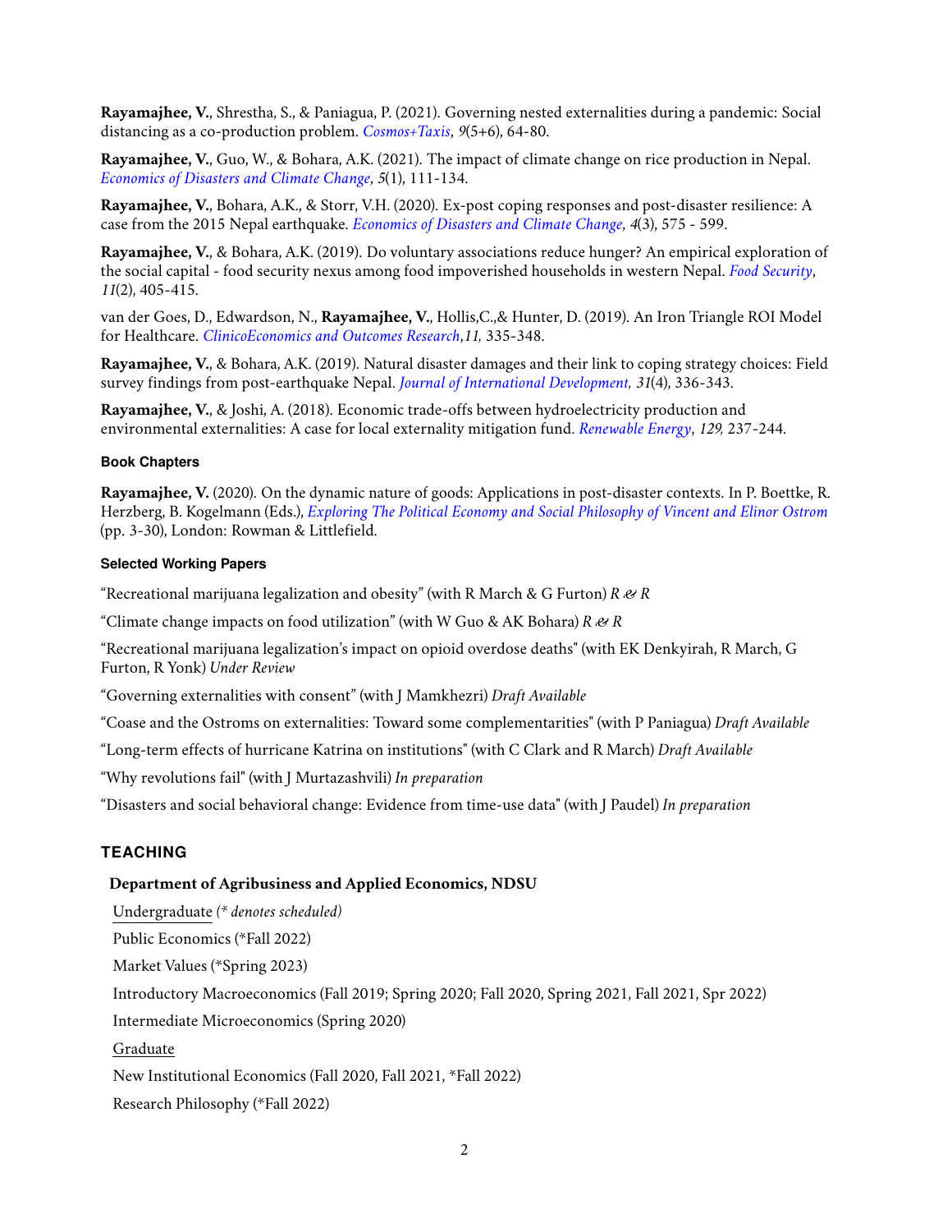**Rayamajhee, V.**, Shrestha, S., & Paniagua, P. (2021). Governing nested externalities during a pandemic: Social distancing as a co-production problem. *Cosmos+Taxis*, *9*(5+6), 64-80.

**Rayamajhee, V.**, Guo, W., & Bohara, A.K. (2021). The impact of climate change on rice production in Nepal. *Economics of Disasters and Climate Change*, *5*(1), 111-134.

**Rayamajhee, V.**, Bohara, A.K., & Storr, V.H. (2020). Ex-post coping responses and post-disaster resilience: A case from the 2015 Nepal earthquake. *Economics of Disasters and Climate Change*, *4*(3), 575 - 599.

**Rayamajhee, V.**, & Bohara, A.K. (2019). Do voluntary associations reduce hunger? An empirical exploration of the social capital - food security nexus among food impoverished households in western Nepal. *Food Security*, *11*(2), 405-415.

van der Goes, D., Edwardson, N., **Rayamajhee, V.**, Hollis,C.,& Hunter, D. (2019). An Iron Triangle ROI Model for Healthcare. *ClinicoEconomics and Outcomes Research*,*11,* 335-348.

**Rayamajhee, V.**, & Bohara, A.K. (2019). Natural disaster damages and their link to coping strategy choices: Field survey findings from post-earthquake Nepal. *Journal of International Development, 31*(4), 336-343.

**Rayamajhee, V.**, & Joshi, A. (2018). Economic trade-offs between hydroelectricity production and environmental externalities: A case for local externality mitigation fund. *Renewable Energy*, *129,* 237-244.

#### Book Chapters

**Rayamajhee, V.** (2020). On the dynamic nature of goods: Applications in post-disaster contexts. In P. Boettke, R. Herzberg, B. Kogelmann (Eds.), *Exploring The Political Economy and Social Philosophy of Vincent and Elinor Ostrom* (pp. 3-30), London: Rowman & Littlefield.

#### Selected Working Papers

"Recreational marijuana legalization and obesity" (with R March & G Furton) *R & R*

"Climate change impacts on food utilization" (with W Guo & AK Bohara) *R & R*

"Recreational marijuana legalization's impact on opioid overdose deaths" (with EK Denkyirah, R March, G Furton, R Yonk) *Under Review*

"Governing externalities with consent" (with J Mamkhezri) *Draft Available*

"Coase and the Ostroms on externalities: Toward some complementarities" (with P Paniagua) *Draft Available*

"Long-term effects of hurricane Katrina on institutions" (with C Clark and R March) *Draft Available*

"Why revolutions fail" (with J Murtazashvili) *In preparation*

"Disasters and social behavioral change: Evidence from time-use data" (with J Paudel) *In preparation*

### TEACHING

**Department of Agribusiness and Applied Economics, NDSU**

Undergraduate *(\* denotes scheduled)*

Public Economics (\*Fall 2022)

Market Values (\*Spring 2023)

Introductory Macroeconomics (Fall 2019; Spring 2020; Fall 2020, Spring 2021, Fall 2021, Spr 2022)

Intermediate Microeconomics (Spring 2020)

Graduate

New Institutional Economics (Fall 2020, Fall 2021, \*Fall 2022)

Research Philosophy (\*Fall 2022)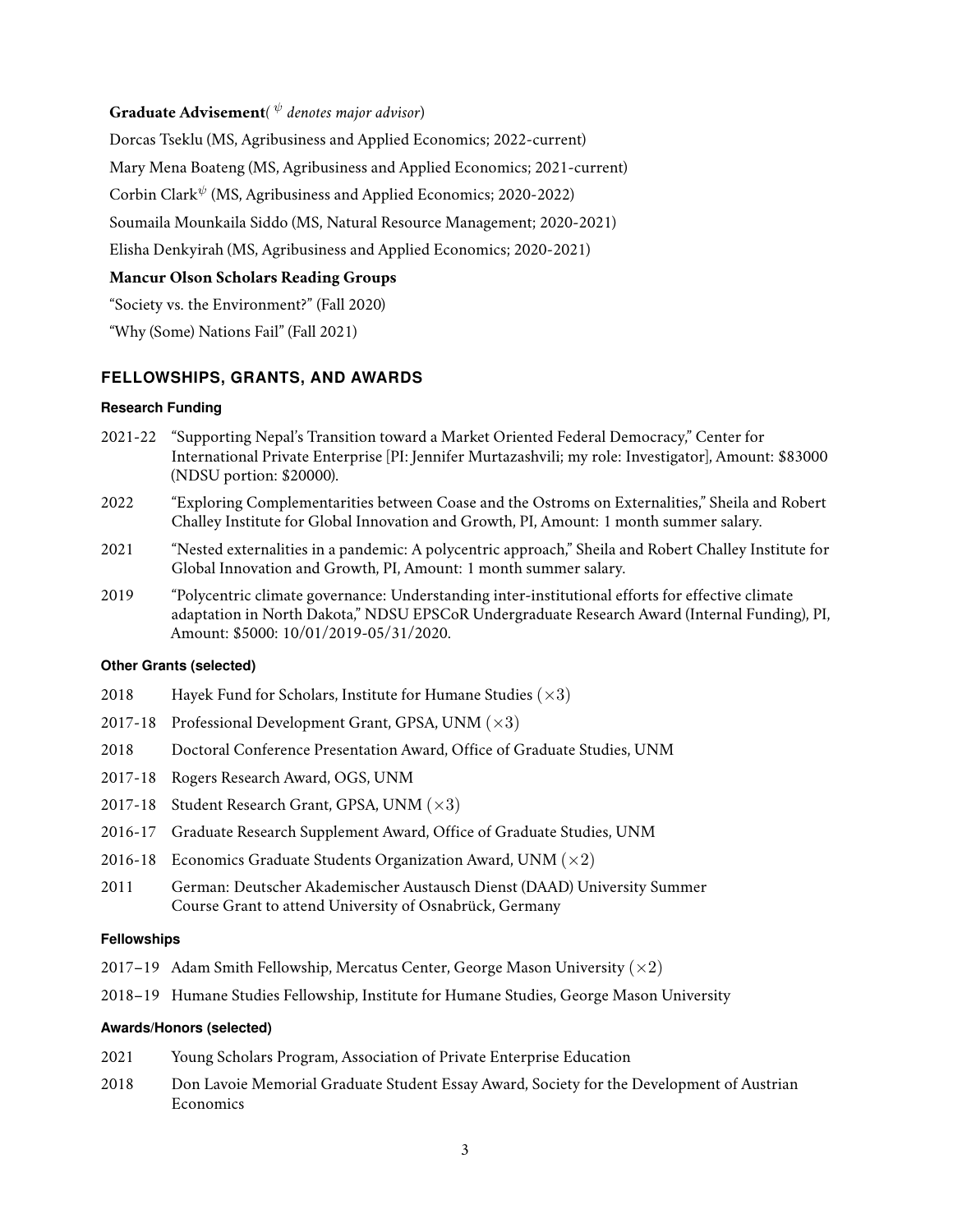**Graduate Advisement**( $^{\psi}$ *denotes major advisor*)

Dorcas Tseklu (MS, Agribusiness and Applied Economics; 2022-current)

Mary Mena Boateng (MS, Agribusiness and Applied Economics; 2021-current)

Corbin Clark$^{\psi}$ (MS, Agribusiness and Applied Economics; 2020-2022)

Soumaila Mounkaila Siddo (MS, Natural Resource Management; 2020-2021)

Elisha Denkyirah (MS, Agribusiness and Applied Economics; 2020-2021)

**Mancur Olson Scholars Reading Groups**

"Society vs. the Environment?" (Fall 2020)

"Why (Some) Nations Fail" (Fall 2021)

## FELLOWSHIPS, GRANTS, AND AWARDS

### Research Funding

2021-22 "Supporting Nepal's Transition toward a Market Oriented Federal Democracy," Center for International Private Enterprise [PI: Jennifer Murtazashvili; my role: Investigator], Amount: $83000 (NDSU portion: $20000).

2022 "Exploring Complementarities between Coase and the Ostroms on Externalities," Sheila and Robert Challey Institute for Global Innovation and Growth, PI, Amount: 1 month summer salary.

2021 "Nested externalities in a pandemic: A polycentric approach," Sheila and Robert Challey Institute for Global Innovation and Growth, PI, Amount: 1 month summer salary.

2019 "Polycentric climate governance: Understanding inter-institutional efforts for effective climate adaptation in North Dakota," NDSU EPSCoR Undergraduate Research Award (Internal Funding), PI, Amount: $5000: 10/01/2019-05/31/2020.

### Other Grants (selected)

2018 Hayek Fund for Scholars, Institute for Humane Studies ($\times 3$)

2017-18 Professional Development Grant, GPSA, UNM ($\times 3$)

2018 Doctoral Conference Presentation Award, Office of Graduate Studies, UNM

2017-18 Rogers Research Award, OGS, UNM

2017-18 Student Research Grant, GPSA, UNM ($\times 3$)

2016-17 Graduate Research Supplement Award, Office of Graduate Studies, UNM

2016-18 Economics Graduate Students Organization Award, UNM ($\times 2$)

2011 German: Deutscher Akademischer Austausch Dienst (DAAD) University Summer Course Grant to attend University of Osnabrück, Germany

### Fellowships

2017–19 Adam Smith Fellowship, Mercatus Center, George Mason University ($\times 2$)

2018–19 Humane Studies Fellowship, Institute for Humane Studies, George Mason University

### Awards/Honors (selected)

2021 Young Scholars Program, Association of Private Enterprise Education

2018 Don Lavoie Memorial Graduate Student Essay Award, Society for the Development of Austrian Economics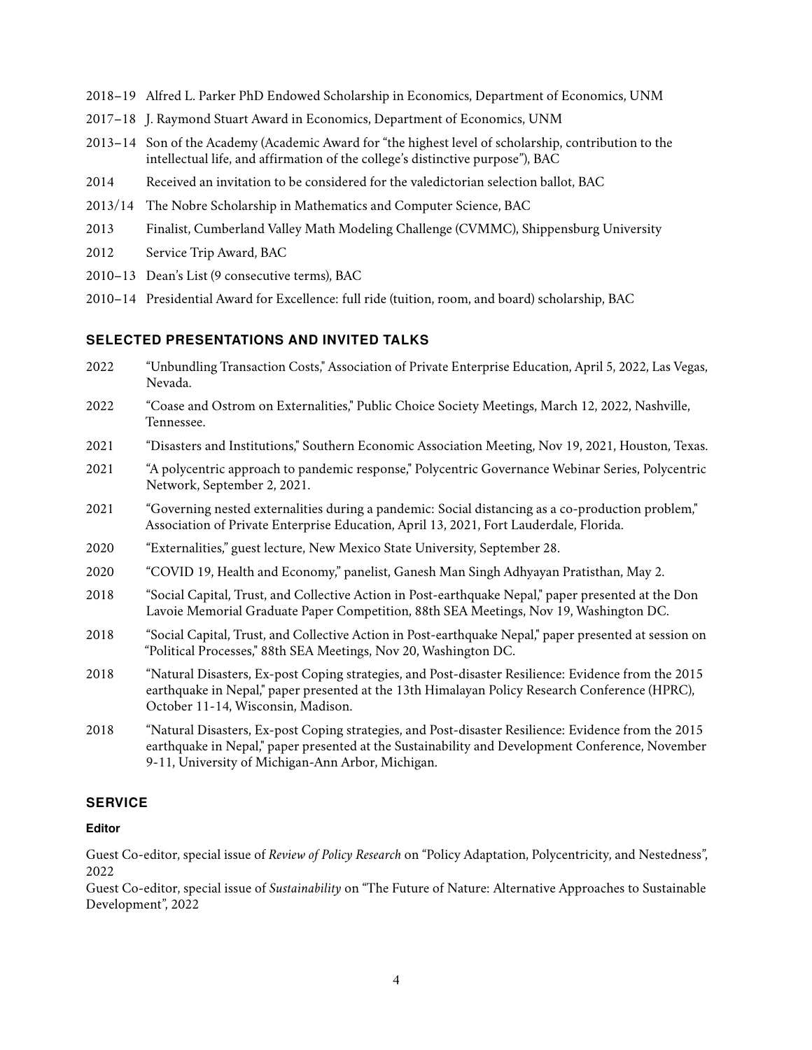- 2018–19 Alfred L. Parker PhD Endowed Scholarship in Economics, Department of Economics, UNM
- 2017–18 J. Raymond Stuart Award in Economics, Department of Economics, UNM
- 2013–14 Son of the Academy (Academic Award for "the highest level of scholarship, contribution to the intellectual life, and affirmation of the college's distinctive purpose"), BAC
- 2014 Received an invitation to be considered for the valedictorian selection ballot, BAC
- 2013/14 The Nobre Scholarship in Mathematics and Computer Science, BAC
- 2013 Finalist, Cumberland Valley Math Modeling Challenge (CVMMC), Shippensburg University
- 2012 Service Trip Award, BAC
- 2010–13 Dean's List (9 consecutive terms), BAC
- 2010–14 Presidential Award for Excellence: full ride (tuition, room, and board) scholarship, BAC

## SELECTED PRESENTATIONS AND INVITED TALKS

- 2022 "Unbundling Transaction Costs," Association of Private Enterprise Education, April 5, 2022, Las Vegas, Nevada.
- 2022 "Coase and Ostrom on Externalities," Public Choice Society Meetings, March 12, 2022, Nashville, Tennessee.
- 2021 "Disasters and Institutions," Southern Economic Association Meeting, Nov 19, 2021, Houston, Texas.
- 2021 "A polycentric approach to pandemic response," Polycentric Governance Webinar Series, Polycentric Network, September 2, 2021.
- 2021 "Governing nested externalities during a pandemic: Social distancing as a co-production problem," Association of Private Enterprise Education, April 13, 2021, Fort Lauderdale, Florida.
- 2020 "Externalities," guest lecture, New Mexico State University, September 28.
- 2020 "COVID 19, Health and Economy," panelist, Ganesh Man Singh Adhyayan Pratisthan, May 2.
- 2018 "Social Capital, Trust, and Collective Action in Post-earthquake Nepal," paper presented at the Don Lavoie Memorial Graduate Paper Competition, 88th SEA Meetings, Nov 19, Washington DC.
- 2018 "Social Capital, Trust, and Collective Action in Post-earthquake Nepal," paper presented at session on "Political Processes," 88th SEA Meetings, Nov 20, Washington DC.
- 2018 "Natural Disasters, Ex-post Coping strategies, and Post-disaster Resilience: Evidence from the 2015 earthquake in Nepal," paper presented at the 13th Himalayan Policy Research Conference (HPRC), October 11-14, Wisconsin, Madison.
- 2018 "Natural Disasters, Ex-post Coping strategies, and Post-disaster Resilience: Evidence from the 2015 earthquake in Nepal," paper presented at the Sustainability and Development Conference, November 9-11, University of Michigan-Ann Arbor, Michigan.

## SERVICE

### Editor

Guest Co-editor, special issue of *Review of Policy Research* on "Policy Adaptation, Polycentricity, and Nestedness", 2022

Guest Co-editor, special issue of *Sustainability* on "The Future of Nature: Alternative Approaches to Sustainable Development", 2022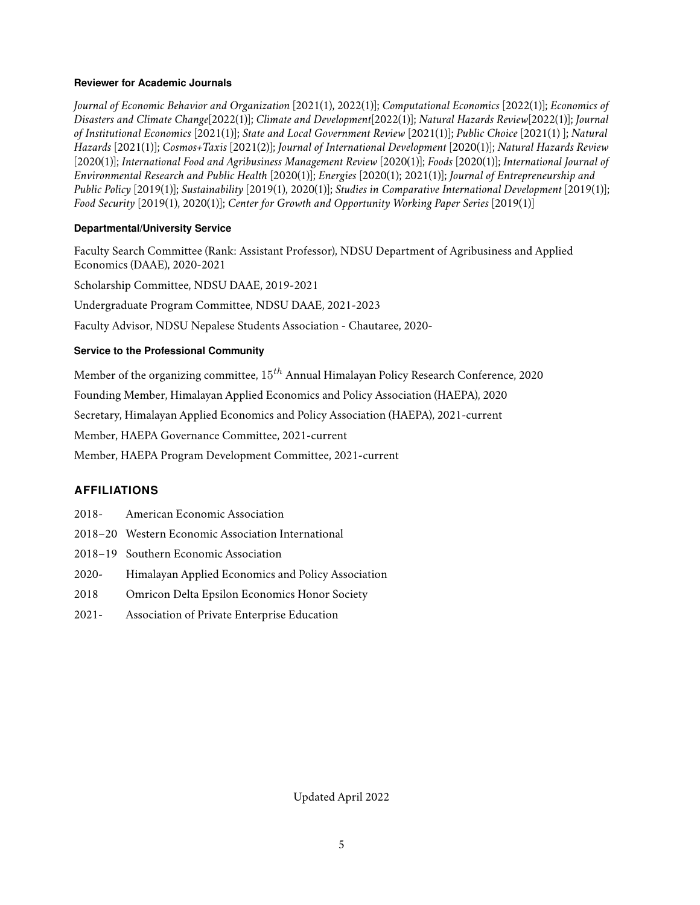#### Reviewer for Academic Journals

*Journal of Economic Behavior and Organization* [2021(1), 2022(1)]; *Computational Economics* [2022(1)]; *Economics of Disasters and Climate Change*[2022(1)]; *Climate and Development*[2022(1)]; *Natural Hazards Review*[2022(1)]; *Journal of Institutional Economics* [2021(1)]; *State and Local Government Review* [2021(1)]; *Public Choice* [2021(1) ]; *Natural Hazards* [2021(1)]; *Cosmos+Taxis* [2021(2)]; *Journal of International Development* [2020(1)]; *Natural Hazards Review* [2020(1)]; *International Food and Agribusiness Management Review* [2020(1)]; *Foods* [2020(1)]; *International Journal of Environmental Research and Public Health* [2020(1)]; *Energies* [2020(1); 2021(1)]; *Journal of Entrepreneurship and Public Policy* [2019(1)]; *Sustainability* [2019(1), 2020(1)]; *Studies in Comparative International Development* [2019(1)]; *Food Security* [2019(1), 2020(1)]; *Center for Growth and Opportunity Working Paper Series* [2019(1)]

#### Departmental/University Service

Faculty Search Committee (Rank: Assistant Professor), NDSU Department of Agribusiness and Applied Economics (DAAE), 2020-2021

Scholarship Committee, NDSU DAAE, 2019-2021

Undergraduate Program Committee, NDSU DAAE, 2021-2023

Faculty Advisor, NDSU Nepalese Students Association - Chautaree, 2020-

#### Service to the Professional Community

Member of the organizing committee, $15^{th}$ Annual Himalayan Policy Research Conference, 2020

Founding Member, Himalayan Applied Economics and Policy Association (HAEPA), 2020

Secretary, Himalayan Applied Economics and Policy Association (HAEPA), 2021-current

Member, HAEPA Governance Committee, 2021-current

Member, HAEPA Program Development Committee, 2021-current

## AFFILIATIONS

2018- American Economic Association

2018–20 Western Economic Association International

2018–19 Southern Economic Association

2020- Himalayan Applied Economics and Policy Association

2018 Omricon Delta Epsilon Economics Honor Society

2021- Association of Private Enterprise Education

Updated April 2022